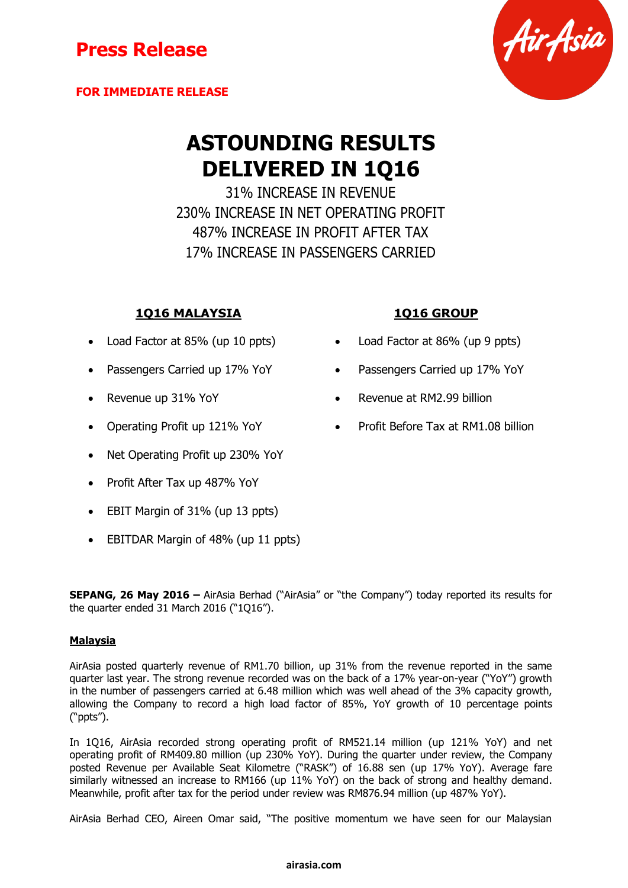# Press Release

**FOR IMMEDIATE RELEASE**

# ASTOUNDING RESULTS DELIVERED IN 1Q16

31% INCREASE IN REVENUE
230% INCREASE IN NET OPERATING PROFIT
487% INCREASE IN PROFIT AFTER TAX
17% INCREASE IN PASSENGERS CARRIED

## 1Q16 MALAYSIA

- Load Factor at 85% (up 10 ppts)
- Passengers Carried up 17% YoY
- Revenue up 31% YoY
- Operating Profit up 121% YoY
- Net Operating Profit up 230% YoY
- Profit After Tax up 487% YoY
- EBIT Margin of 31% (up 13 ppts)
- EBITDAR Margin of 48% (up 11 ppts)

## 1Q16 GROUP

- Load Factor at 86% (up 9 ppts)
- Passengers Carried up 17% YoY
- Revenue at RM2.99 billion
- Profit Before Tax at RM1.08 billion

**SEPANG, 26 May 2016 –** AirAsia Berhad ("AirAsia" or "the Company") today reported its results for the quarter ended 31 March 2016 ("1Q16").

**Malaysia**

AirAsia posted quarterly revenue of RM1.70 billion, up 31% from the revenue reported in the same quarter last year. The strong revenue recorded was on the back of a 17% year-on-year ("YoY") growth in the number of passengers carried at 6.48 million which was well ahead of the 3% capacity growth, allowing the Company to record a high load factor of 85%, YoY growth of 10 percentage points ("ppts").

In 1Q16, AirAsia recorded strong operating profit of RM521.14 million (up 121% YoY) and net operating profit of RM409.80 million (up 230% YoY). During the quarter under review, the Company posted Revenue per Available Seat Kilometre ("RASK") of 16.88 sen (up 17% YoY). Average fare similarly witnessed an increase to RM166 (up 11% YoY) on the back of strong and healthy demand. Meanwhile, profit after tax for the period under review was RM876.94 million (up 487% YoY).

AirAsia Berhad CEO, Aireen Omar said, "The positive momentum we have seen for our Malaysian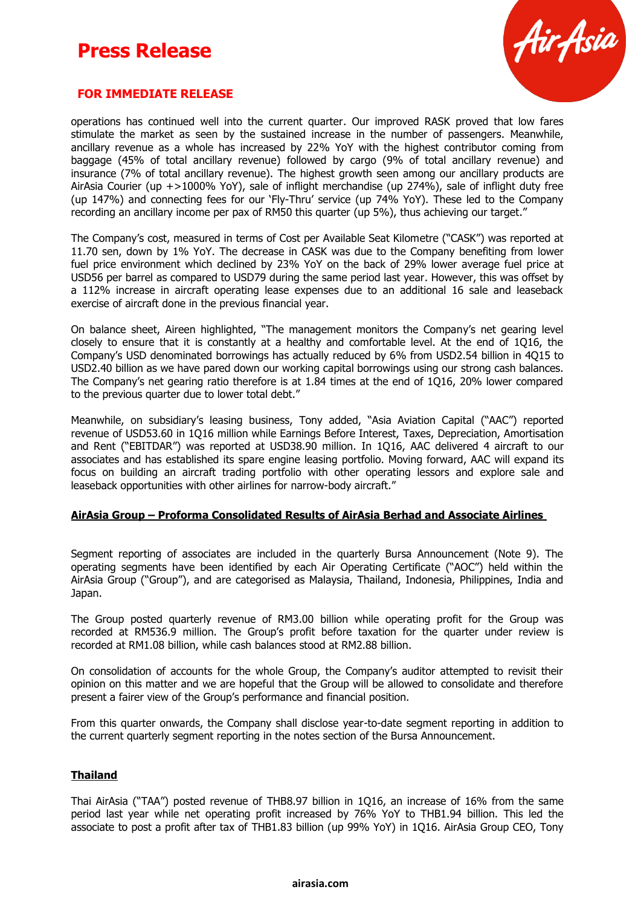operations has continued well into the current quarter. Our improved RASK proved that low fares stimulate the market as seen by the sustained increase in the number of passengers. Meanwhile, ancillary revenue as a whole has increased by 22% YoY with the highest contributor coming from baggage (45% of total ancillary revenue) followed by cargo (9% of total ancillary revenue) and insurance (7% of total ancillary revenue). The highest growth seen among our ancillary products are AirAsia Courier (up +>1000% YoY), sale of inflight merchandise (up 274%), sale of inflight duty free (up 147%) and connecting fees for our 'Fly-Thru' service (up 74% YoY). These led to the Company recording an ancillary income per pax of RM50 this quarter (up 5%), thus achieving our target."

The Company's cost, measured in terms of Cost per Available Seat Kilometre ("CASK") was reported at 11.70 sen, down by 1% YoY. The decrease in CASK was due to the Company benefiting from lower fuel price environment which declined by 23% YoY on the back of 29% lower average fuel price at USD56 per barrel as compared to USD79 during the same period last year. However, this was offset by a 112% increase in aircraft operating lease expenses due to an additional 16 sale and leaseback exercise of aircraft done in the previous financial year.

On balance sheet, Aireen highlighted, "The management monitors the Company's net gearing level closely to ensure that it is constantly at a healthy and comfortable level. At the end of 1Q16, the Company's USD denominated borrowings has actually reduced by 6% from USD2.54 billion in 4Q15 to USD2.40 billion as we have pared down our working capital borrowings using our strong cash balances. The Company's net gearing ratio therefore is at 1.84 times at the end of 1Q16, 20% lower compared to the previous quarter due to lower total debt."

Meanwhile, on subsidiary's leasing business, Tony added, "Asia Aviation Capital ("AAC") reported revenue of USD53.60 in 1Q16 million while Earnings Before Interest, Taxes, Depreciation, Amortisation and Rent ("EBITDAR") was reported at USD38.90 million. In 1Q16, AAC delivered 4 aircraft to our associates and has established its spare engine leasing portfolio. Moving forward, AAC will expand its focus on building an aircraft trading portfolio with other operating lessors and explore sale and leaseback opportunities with other airlines for narrow-body aircraft."

## AirAsia Group – Proforma Consolidated Results of AirAsia Berhad and Associate Airlines

Segment reporting of associates are included in the quarterly Bursa Announcement (Note 9). The operating segments have been identified by each Air Operating Certificate ("AOC") held within the AirAsia Group ("Group"), and are categorised as Malaysia, Thailand, Indonesia, Philippines, India and Japan.

The Group posted quarterly revenue of RM3.00 billion while operating profit for the Group was recorded at RM536.9 million. The Group's profit before taxation for the quarter under review is recorded at RM1.08 billion, while cash balances stood at RM2.88 billion.

On consolidation of accounts for the whole Group, the Company's auditor attempted to revisit their opinion on this matter and we are hopeful that the Group will be allowed to consolidate and therefore present a fairer view of the Group's performance and financial position.

From this quarter onwards, the Company shall disclose year-to-date segment reporting in addition to the current quarterly segment reporting in the notes section of the Bursa Announcement.

## Thailand

Thai AirAsia ("TAA") posted revenue of THB8.97 billion in 1Q16, an increase of 16% from the same period last year while net operating profit increased by 76% YoY to THB1.94 billion. This led the associate to post a profit after tax of THB1.83 billion (up 99% YoY) in 1Q16. AirAsia Group CEO, Tony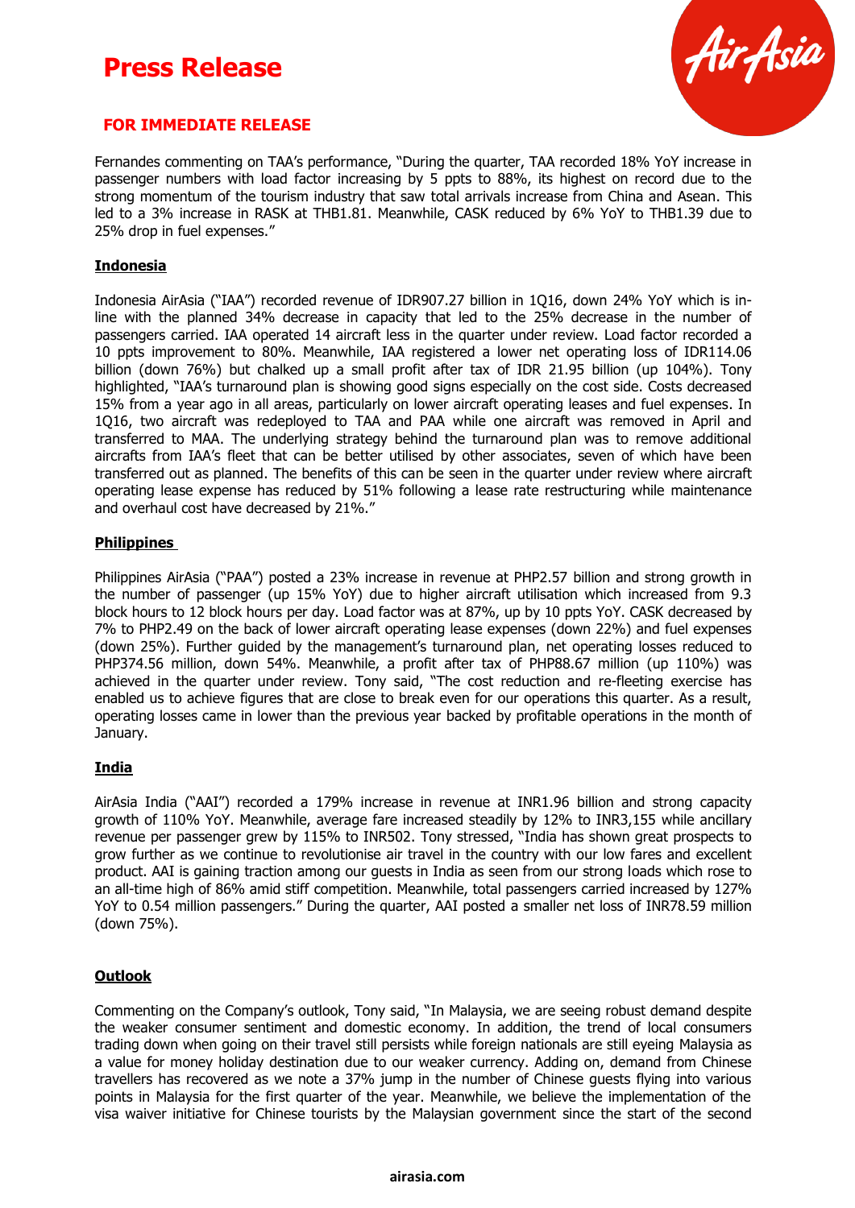# Press Release

**FOR IMMEDIATE RELEASE**

Fernandes commenting on TAA's performance, "During the quarter, TAA recorded 18% YoY increase in passenger numbers with load factor increasing by 5 ppts to 88%, its highest on record due to the strong momentum of the tourism industry that saw total arrivals increase from China and Asean. This led to a 3% increase in RASK at THB1.81. Meanwhile, CASK reduced by 6% YoY to THB1.39 due to 25% drop in fuel expenses."

## Indonesia

Indonesia AirAsia ("IAA") recorded revenue of IDR907.27 billion in 1Q16, down 24% YoY which is in-line with the planned 34% decrease in capacity that led to the 25% decrease in the number of passengers carried. IAA operated 14 aircraft less in the quarter under review. Load factor recorded a 10 ppts improvement to 80%. Meanwhile, IAA registered a lower net operating loss of IDR114.06 billion (down 76%) but chalked up a small profit after tax of IDR 21.95 billion (up 104%). Tony highlighted, "IAA's turnaround plan is showing good signs especially on the cost side. Costs decreased 15% from a year ago in all areas, particularly on lower aircraft operating leases and fuel expenses. In 1Q16, two aircraft was redeployed to TAA and PAA while one aircraft was removed in April and transferred to MAA. The underlying strategy behind the turnaround plan was to remove additional aircrafts from IAA's fleet that can be better utilised by other associates, seven of which have been transferred out as planned. The benefits of this can be seen in the quarter under review where aircraft operating lease expense has reduced by 51% following a lease rate restructuring while maintenance and overhaul cost have decreased by 21%."

## Philippines

Philippines AirAsia ("PAA") posted a 23% increase in revenue at PHP2.57 billion and strong growth in the number of passenger (up 15% YoY) due to higher aircraft utilisation which increased from 9.3 block hours to 12 block hours per day. Load factor was at 87%, up by 10 ppts YoY. CASK decreased by 7% to PHP2.49 on the back of lower aircraft operating lease expenses (down 22%) and fuel expenses (down 25%). Further guided by the management's turnaround plan, net operating losses reduced to PHP374.56 million, down 54%. Meanwhile, a profit after tax of PHP88.67 million (up 110%) was achieved in the quarter under review. Tony said, "The cost reduction and re-fleeting exercise has enabled us to achieve figures that are close to break even for our operations this quarter. As a result, operating losses came in lower than the previous year backed by profitable operations in the month of January.

## India

AirAsia India ("AAI") recorded a 179% increase in revenue at INR1.96 billion and strong capacity growth of 110% YoY. Meanwhile, average fare increased steadily by 12% to INR3,155 while ancillary revenue per passenger grew by 115% to INR502. Tony stressed, "India has shown great prospects to grow further as we continue to revolutionise air travel in the country with our low fares and excellent product. AAI is gaining traction among our guests in India as seen from our strong loads which rose to an all-time high of 86% amid stiff competition. Meanwhile, total passengers carried increased by 127% YoY to 0.54 million passengers." During the quarter, AAI posted a smaller net loss of INR78.59 million (down 75%).

## Outlook

Commenting on the Company's outlook, Tony said, "In Malaysia, we are seeing robust demand despite the weaker consumer sentiment and domestic economy. In addition, the trend of local consumers trading down when going on their travel still persists while foreign nationals are still eyeing Malaysia as a value for money holiday destination due to our weaker currency. Adding on, demand from Chinese travellers has recovered as we note a 37% jump in the number of Chinese guests flying into various points in Malaysia for the first quarter of the year. Meanwhile, we believe the implementation of the visa waiver initiative for Chinese tourists by the Malaysian government since the start of the second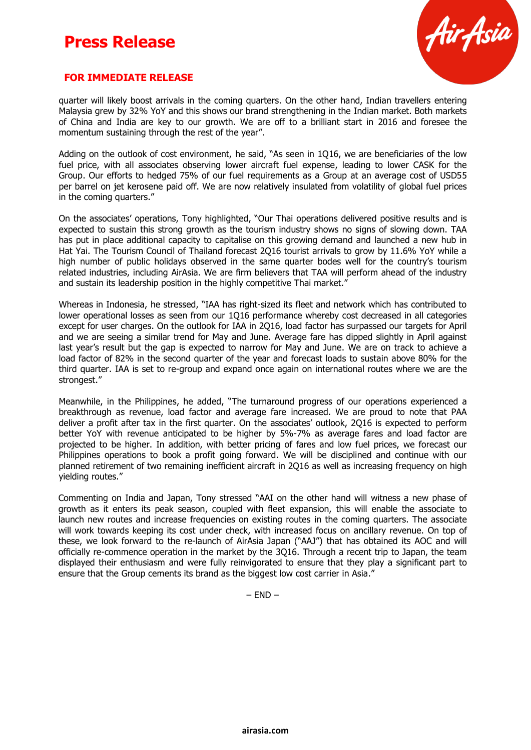quarter will likely boost arrivals in the coming quarters. On the other hand, Indian travellers entering Malaysia grew by 32% YoY and this shows our brand strengthening in the Indian market. Both markets of China and India are key to our growth. We are off to a brilliant start in 2016 and foresee the momentum sustaining through the rest of the year".

Adding on the outlook of cost environment, he said, "As seen in 1Q16, we are beneficiaries of the low fuel price, with all associates observing lower aircraft fuel expense, leading to lower CASK for the Group. Our efforts to hedged 75% of our fuel requirements as a Group at an average cost of USD55 per barrel on jet kerosene paid off. We are now relatively insulated from volatility of global fuel prices in the coming quarters."

On the associates' operations, Tony highlighted, "Our Thai operations delivered positive results and is expected to sustain this strong growth as the tourism industry shows no signs of slowing down. TAA has put in place additional capacity to capitalise on this growing demand and launched a new hub in Hat Yai. The Tourism Council of Thailand forecast 2Q16 tourist arrivals to grow by 11.6% YoY while a high number of public holidays observed in the same quarter bodes well for the country's tourism related industries, including AirAsia. We are firm believers that TAA will perform ahead of the industry and sustain its leadership position in the highly competitive Thai market."

Whereas in Indonesia, he stressed, "IAA has right-sized its fleet and network which has contributed to lower operational losses as seen from our 1Q16 performance whereby cost decreased in all categories except for user charges. On the outlook for IAA in 2Q16, load factor has surpassed our targets for April and we are seeing a similar trend for May and June. Average fare has dipped slightly in April against last year's result but the gap is expected to narrow for May and June. We are on track to achieve a load factor of 82% in the second quarter of the year and forecast loads to sustain above 80% for the third quarter. IAA is set to re-group and expand once again on international routes where we are the strongest."

Meanwhile, in the Philippines, he added, "The turnaround progress of our operations experienced a breakthrough as revenue, load factor and average fare increased. We are proud to note that PAA deliver a profit after tax in the first quarter. On the associates' outlook, 2Q16 is expected to perform better YoY with revenue anticipated to be higher by 5%-7% as average fares and load factor are projected to be higher. In addition, with better pricing of fares and low fuel prices, we forecast our Philippines operations to book a profit going forward. We will be disciplined and continue with our planned retirement of two remaining inefficient aircraft in 2Q16 as well as increasing frequency on high yielding routes."

Commenting on India and Japan, Tony stressed "AAI on the other hand will witness a new phase of growth as it enters its peak season, coupled with fleet expansion, this will enable the associate to launch new routes and increase frequencies on existing routes in the coming quarters. The associate will work towards keeping its cost under check, with increased focus on ancillary revenue. On top of these, we look forward to the re-launch of AirAsia Japan ("AAJ") that has obtained its AOC and will officially re-commence operation in the market by the 3Q16. Through a recent trip to Japan, the team displayed their enthusiasm and were fully reinvigorated to ensure that they play a significant part to ensure that the Group cements its brand as the biggest low cost carrier in Asia."

– END –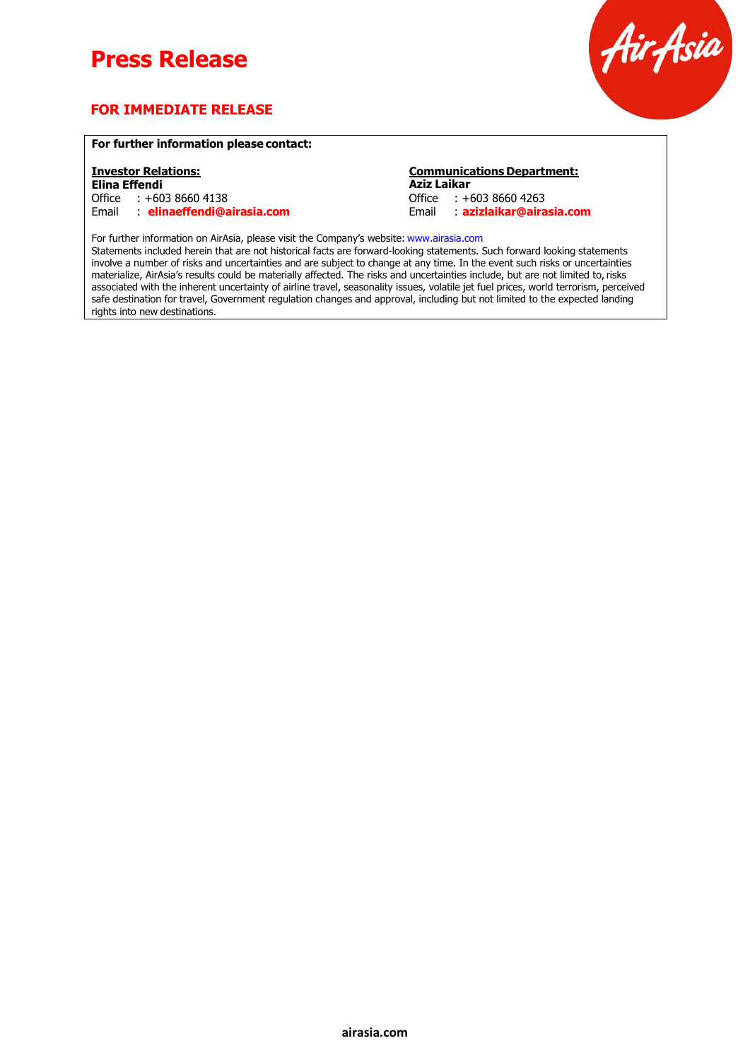# Press Release

## FOR IMMEDIATE RELEASE

**For further information please contact:**

**Investor Relations:**
**Elina Effendi**
Office : +603 8660 4138
Email : **elinaeffendi@airasia.com**

**Communications Department:**
**Aziz Laikar**
Office : +603 8660 4263
Email : **azizlaikar@airasia.com**

For further information on AirAsia, please visit the Company's website: www.airasia.com
Statements included herein that are not historical facts are forward-looking statements. Such forward looking statements involve a number of risks and uncertainties and are subject to change at any time. In the event such risks or uncertainties materialize, AirAsia's results could be materially affected. The risks and uncertainties include, but are not limited to, risks associated with the inherent uncertainty of airline travel, seasonality issues, volatile jet fuel prices, world terrorism, perceived safe destination for travel, Government regulation changes and approval, including but not limited to the expected landing rights into new destinations.